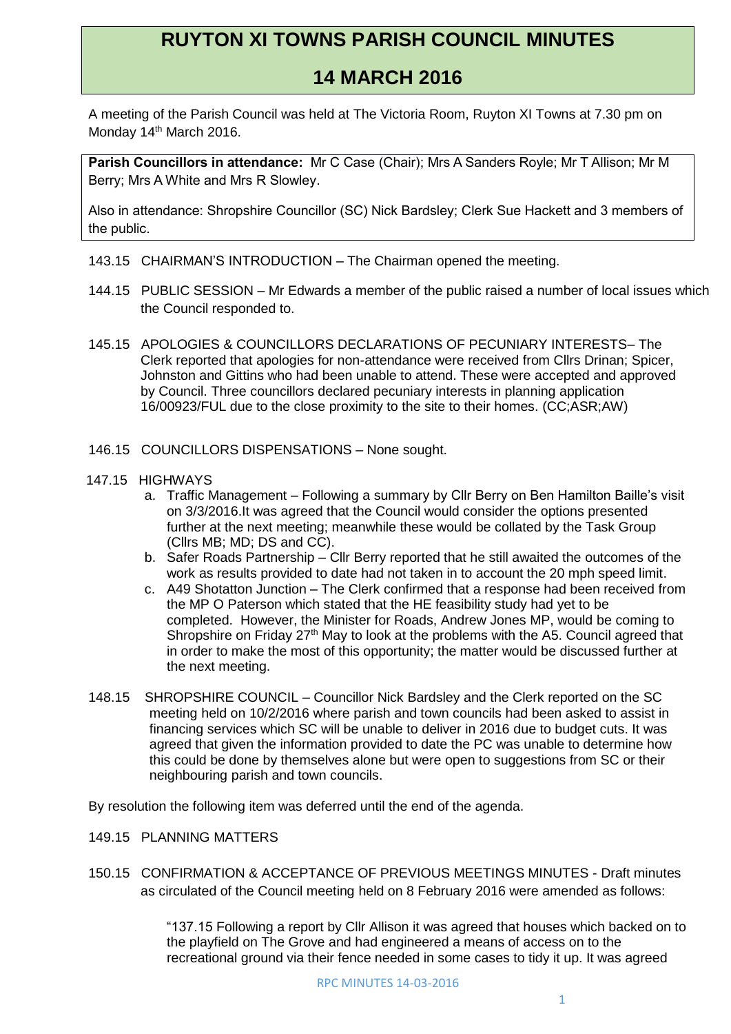# RUYTON XI TOWNS PARISH COUNCIL MINUTES

## 14 MARCH 2016

A meeting of the Parish Council was held at The Victoria Room, Ruyton XI Towns at 7.30 pm on Monday 14th March 2016.

**Parish Councillors in attendance:** Mr C Case (Chair); Mrs A Sanders Royle; Mr T Allison; Mr M Berry; Mrs A White and Mrs R Slowley.

Also in attendance: Shropshire Councillor (SC) Nick Bardsley; Clerk Sue Hackett and 3 members of the public.

143.15 CHAIRMAN'S INTRODUCTION – The Chairman opened the meeting.

144.15 PUBLIC SESSION – Mr Edwards a member of the public raised a number of local issues which the Council responded to.

145.15 APOLOGIES & COUNCILLORS DECLARATIONS OF PECUNIARY INTERESTS– The Clerk reported that apologies for non-attendance were received from Cllrs Drinan; Spicer, Johnston and Gittins who had been unable to attend. These were accepted and approved by Council. Three councillors declared pecuniary interests in planning application 16/00923/FUL due to the close proximity to the site to their homes. (CC;ASR;AW)

146.15 COUNCILLORS DISPENSATIONS – None sought.

147.15 HIGHWAYS

a. Traffic Management – Following a summary by Cllr Berry on Ben Hamilton Baille's visit on 3/3/2016.It was agreed that the Council would consider the options presented further at the next meeting; meanwhile these would be collated by the Task Group (Cllrs MB; MD; DS and CC).
b. Safer Roads Partnership – Cllr Berry reported that he still awaited the outcomes of the work as results provided to date had not taken in to account the 20 mph speed limit.
c. A49 Shotatton Junction – The Clerk confirmed that a response had been received from the MP O Paterson which stated that the HE feasibility study had yet to be completed. However, the Minister for Roads, Andrew Jones MP, would be coming to Shropshire on Friday 27th May to look at the problems with the A5. Council agreed that in order to make the most of this opportunity; the matter would be discussed further at the next meeting.

148.15 SHROPSHIRE COUNCIL – Councillor Nick Bardsley and the Clerk reported on the SC meeting held on 10/2/2016 where parish and town councils had been asked to assist in financing services which SC will be unable to deliver in 2016 due to budget cuts. It was agreed that given the information provided to date the PC was unable to determine how this could be done by themselves alone but were open to suggestions from SC or their neighbouring parish and town councils.

By resolution the following item was deferred until the end of the agenda.

149.15 PLANNING MATTERS

150.15 CONFIRMATION & ACCEPTANCE OF PREVIOUS MEETINGS MINUTES - Draft minutes as circulated of the Council meeting held on 8 February 2016 were amended as follows:

> "137.15 Following a report by Cllr Allison it was agreed that houses which backed on to the playfield on The Grove and had engineered a means of access on to the recreational ground via their fence needed in some cases to tidy it up. It was agreed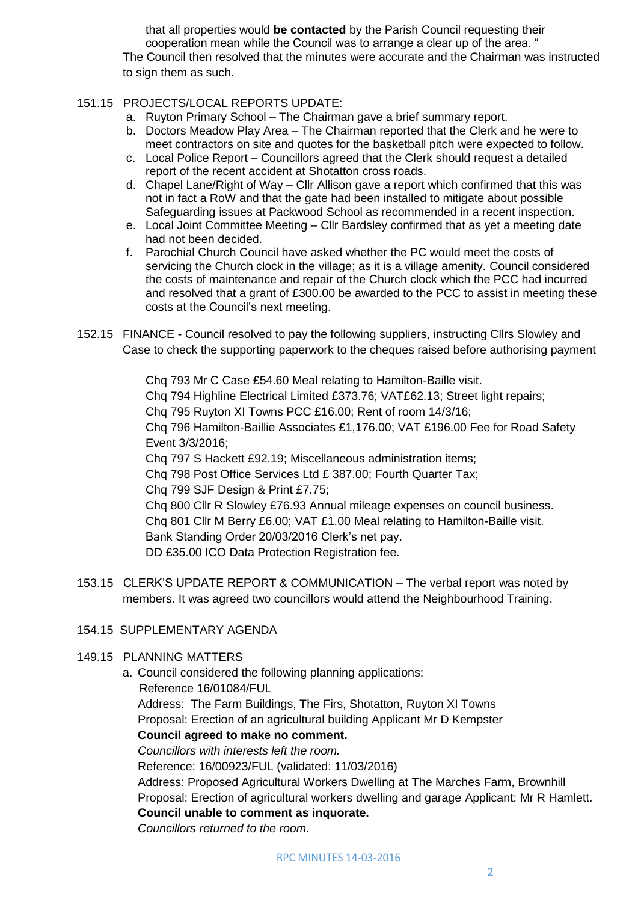that all properties would **be contacted** by the Parish Council requesting their cooperation mean while the Council was to arrange a clear up of the area. "

The Council then resolved that the minutes were accurate and the Chairman was instructed to sign them as such.

151.15 PROJECTS/LOCAL REPORTS UPDATE:

a. Ruyton Primary School – The Chairman gave a brief summary report.
b. Doctors Meadow Play Area – The Chairman reported that the Clerk and he were to meet contractors on site and quotes for the basketball pitch were expected to follow.
c. Local Police Report – Councillors agreed that the Clerk should request a detailed report of the recent accident at Shotatton cross roads.
d. Chapel Lane/Right of Way – Cllr Allison gave a report which confirmed that this was not in fact a RoW and that the gate had been installed to mitigate about possible Safeguarding issues at Packwood School as recommended in a recent inspection.
e. Local Joint Committee Meeting – Cllr Bardsley confirmed that as yet a meeting date had not been decided.
f. Parochial Church Council have asked whether the PC would meet the costs of servicing the Church clock in the village; as it is a village amenity. Council considered the costs of maintenance and repair of the Church clock which the PCC had incurred and resolved that a grant of £300.00 be awarded to the PCC to assist in meeting these costs at the Council's next meeting.

152.15 FINANCE - Council resolved to pay the following suppliers, instructing Cllrs Slowley and Case to check the supporting paperwork to the cheques raised before authorising payment

Chq 793 Mr C Case £54.60 Meal relating to Hamilton-Baille visit.
Chq 794 Highline Electrical Limited £373.76; VAT£62.13; Street light repairs;
Chq 795 Ruyton XI Towns PCC £16.00; Rent of room 14/3/16;
Chq 796 Hamilton-Baillie Associates £1,176.00; VAT £196.00 Fee for Road Safety Event 3/3/2016;
Chq 797 S Hackett £92.19; Miscellaneous administration items;
Chq 798 Post Office Services Ltd £ 387.00; Fourth Quarter Tax;
Chq 799 SJF Design & Print £7.75;
Chq 800 Cllr R Slowley £76.93 Annual mileage expenses on council business.
Chq 801 Cllr M Berry £6.00; VAT £1.00 Meal relating to Hamilton-Baille visit.
Bank Standing Order 20/03/2016 Clerk's net pay.
DD £35.00 ICO Data Protection Registration fee.

153.15 CLERK'S UPDATE REPORT & COMMUNICATION – The verbal report was noted by members. It was agreed two councillors would attend the Neighbourhood Training.

154.15 SUPPLEMENTARY AGENDA

149.15 PLANNING MATTERS

a. Council considered the following planning applications:

Reference 16/01084/FUL
Address: The Farm Buildings, The Firs, Shotatton, Ruyton XI Towns
Proposal: Erection of an agricultural building Applicant Mr D Kempster
**Council agreed to make no comment.**

*Councillors with interests left the room.*

Reference: 16/00923/FUL (validated: 11/03/2016)
Address: Proposed Agricultural Workers Dwelling at The Marches Farm, Brownhill
Proposal: Erection of agricultural workers dwelling and garage Applicant: Mr R Hamlett.
**Council unable to comment as inquorate.**

*Councillors returned to the room.*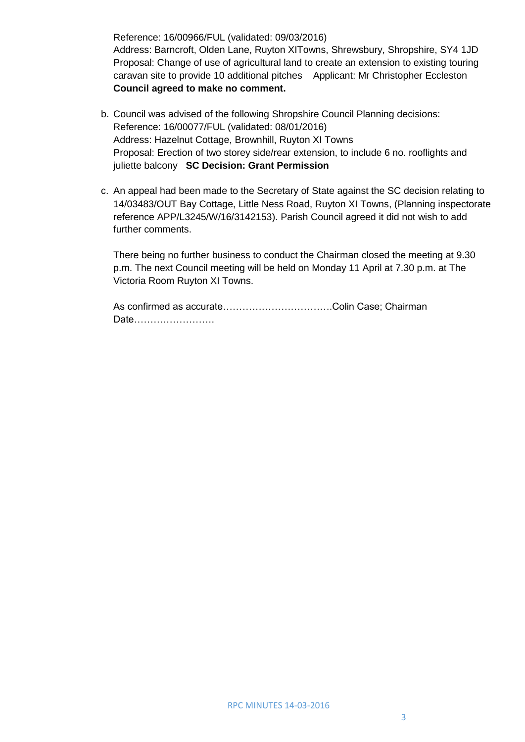Reference: 16/00966/FUL (validated: 09/03/2016)
Address: Barncroft, Olden Lane, Ruyton XITowns, Shrewsbury, Shropshire, SY4 1JD
Proposal: Change of use of agricultural land to create an extension to existing touring caravan site to provide 10 additional pitches Applicant: Mr Christopher Eccleston
**Council agreed to make no comment.**

b. Council was advised of the following Shropshire Council Planning decisions:
Reference: 16/00077/FUL (validated: 08/01/2016)
Address: Hazelnut Cottage, Brownhill, Ruyton XI Towns
Proposal: Erection of two storey side/rear extension, to include 6 no. rooflights and juliette balcony **SC Decision: Grant Permission**

c. An appeal had been made to the Secretary of State against the SC decision relating to 14/03483/OUT Bay Cottage, Little Ness Road, Ruyton XI Towns, (Planning inspectorate reference APP/L3245/W/16/3142153). Parish Council agreed it did not wish to add further comments.

There being no further business to conduct the Chairman closed the meeting at 9.30 p.m. The next Council meeting will be held on Monday 11 April at 7.30 p.m. at The Victoria Room Ruyton XI Towns.

As confirmed as accurate…………….………………Colin Case; Chairman
Date…………………….